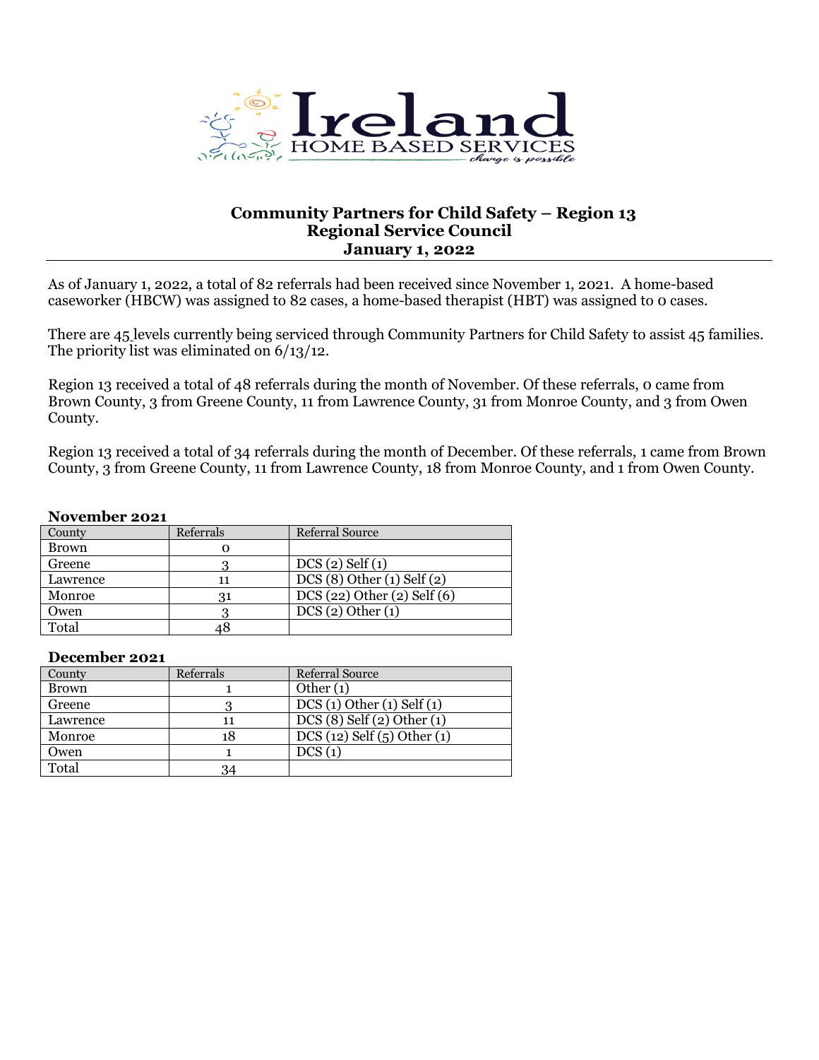Ireland
HOME BASED SERVICES
change is possible

# Community Partners for Child Safety – Region 13
## Regional Service Council
## January 1, 2022

As of January 1, 2022, a total of 82 referrals had been received since November 1, 2021. A home-based caseworker (HBCW) was assigned to 82 cases, a home-based therapist (HBT) was assigned to 0 cases.

There are 45 levels currently being serviced through Community Partners for Child Safety to assist 45 families. The priority list was eliminated on 6/13/12.

Region 13 received a total of 48 referrals during the month of November. Of these referrals, 0 came from Brown County, 3 from Greene County, 11 from Lawrence County, 31 from Monroe County, and 3 from Owen County.

Region 13 received a total of 34 referrals during the month of December. Of these referrals, 1 came from Brown County, 3 from Greene County, 11 from Lawrence County, 18 from Monroe County, and 1 from Owen County.

**November 2021**

| County | Referrals | Referral Source |
| --- | --- | --- |
| Brown | 0 | |
| Greene | 3 | DCS (2) Self (1) |
| Lawrence | 11 | DCS (8) Other (1) Self (2) |
| Monroe | 31 | DCS (22) Other (2) Self (6) |
| Owen | 3 | DCS (2) Other (1) |
| Total | 48 | |

**December 2021**

| County | Referrals | Referral Source |
| --- | --- | --- |
| Brown | 1 | Other (1) |
| Greene | 3 | DCS (1) Other (1) Self (1) |
| Lawrence | 11 | DCS (8) Self (2) Other (1) |
| Monroe | 18 | DCS (12) Self (5) Other (1) |
| Owen | 1 | DCS (1) |
| Total | 34 | |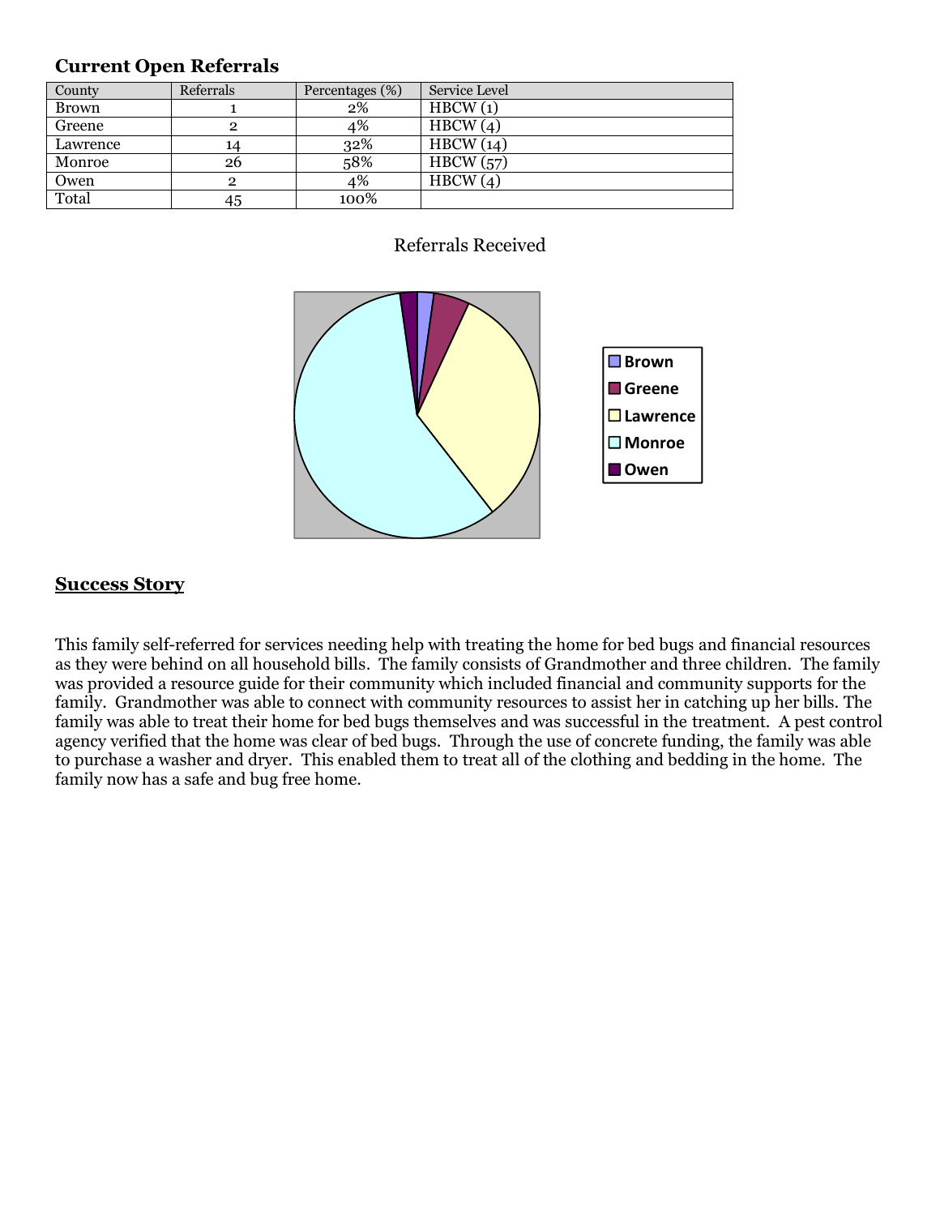## Current Open Referrals

| County | Referrals | Percentages (%) | Service Level |
|---|---|---|---|
| Brown | 1 | 2% | HBCW (1) |
| Greene | 2 | 4% | HBCW (4) |
| Lawrence | 14 | 32% | HBCW (14) |
| Monroe | 26 | 58% | HBCW (57) |
| Owen | 2 | 4% | HBCW (4) |
| Total | 45 | 100% | |

Referrals Received

Brown
Greene
Lawrence
Monroe
Owen

## Success Story

This family self-referred for services needing help with treating the home for bed bugs and financial resources as they were behind on all household bills. The family consists of Grandmother and three children. The family was provided a resource guide for their community which included financial and community supports for the family. Grandmother was able to connect with community resources to assist her in catching up her bills. The family was able to treat their home for bed bugs themselves and was successful in the treatment. A pest control agency verified that the home was clear of bed bugs. Through the use of concrete funding, the family was able to purchase a washer and dryer. This enabled them to treat all of the clothing and bedding in the home. The family now has a safe and bug free home.